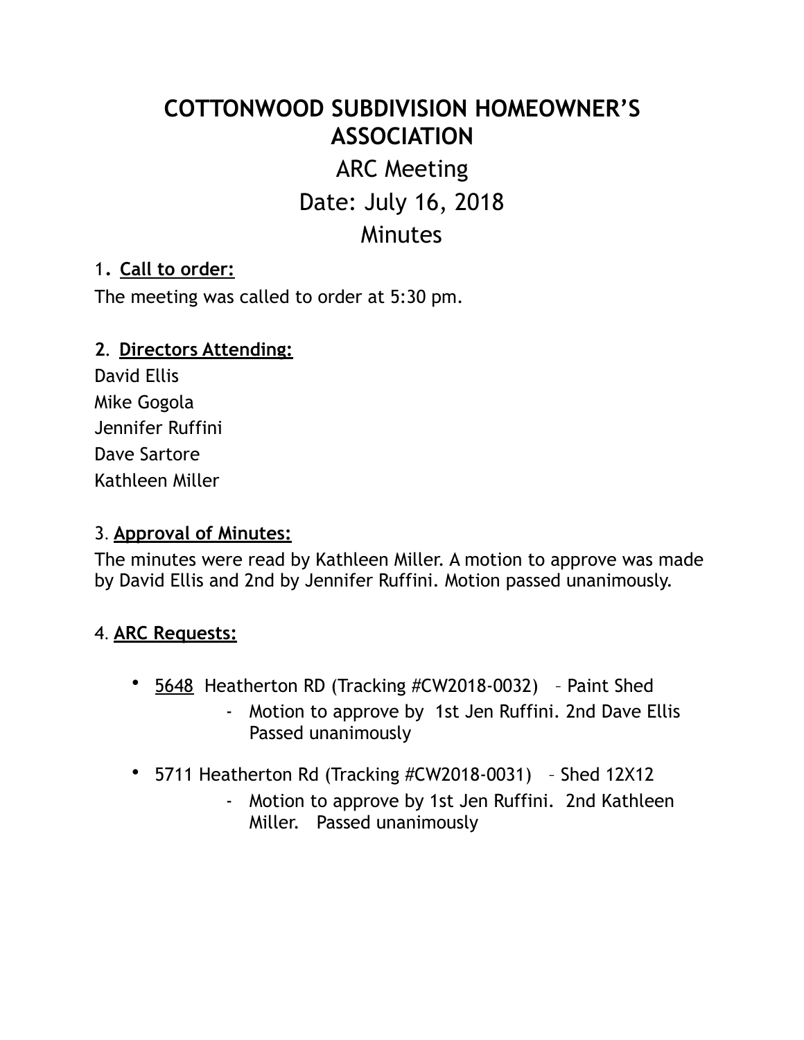# COTTONWOOD SUBDIVISION HOMEOWNER'S ASSOCIATION

## ARC Meeting

## Date: July 16, 2018

## Minutes

1**. Call to order:**

The meeting was called to order at 5:30 pm.

**2**. **Directors Attending:**

David Ellis
Mike Gogola
Jennifer Ruffini
Dave Sartore
Kathleen Miller

3. **Approval of Minutes:**

The minutes were read by Kathleen Miller. A motion to approve was made by David Ellis and 2nd by Jennifer Ruffini. Motion passed unanimously.

4. **ARC Requests:**

- 5648 Heatherton RD (Tracking #CW2018-0032) – Paint Shed
  - Motion to approve by 1st Jen Ruffini. 2nd Dave Ellis Passed unanimously
- 5711 Heatherton Rd (Tracking #CW2018-0031) – Shed 12X12
  - Motion to approve by 1st Jen Ruffini. 2nd Kathleen Miller. Passed unanimously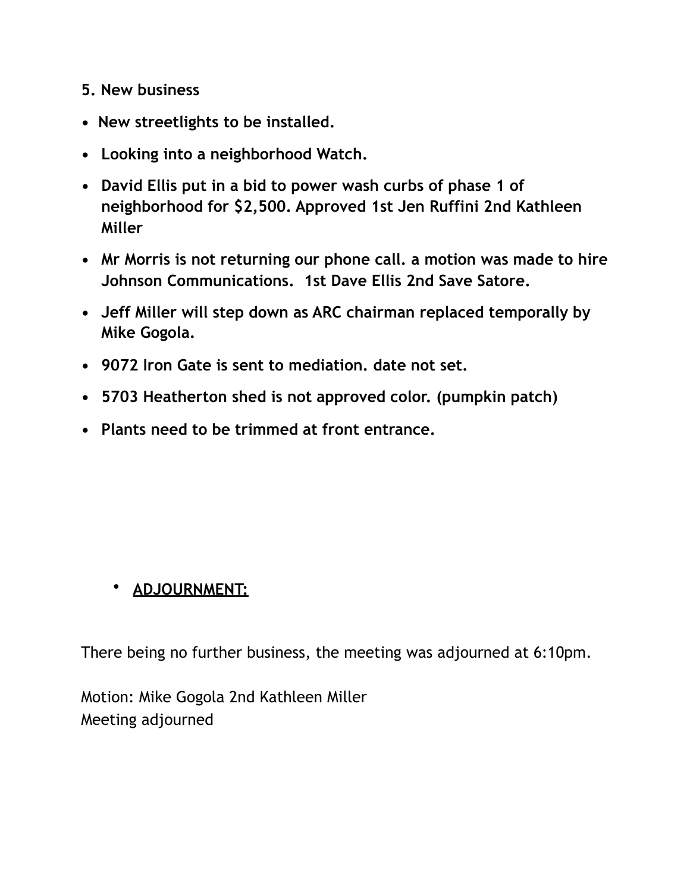**5. New business**

- **New streetlights to be installed.**
- **Looking into a neighborhood Watch.**
- **David Ellis put in a bid to power wash curbs of phase 1 of neighborhood for $2,500. Approved 1st Jen Ruffini 2nd Kathleen Miller**
- **Mr Morris is not returning our phone call. a motion was made to hire Johnson Communications. 1st Dave Ellis 2nd Save Satore.**
- **Jeff Miller will step down as ARC chairman replaced temporally by Mike Gogola.**
- **9072 Iron Gate is sent to mediation. date not set.**
- **5703 Heatherton shed is not approved color. (pumpkin patch)**
- **Plants need to be trimmed at front entrance.**

- **ADJOURNMENT:**

There being no further business, the meeting was adjourned at 6:10pm.

Motion: Mike Gogola 2nd Kathleen Miller
Meeting adjourned